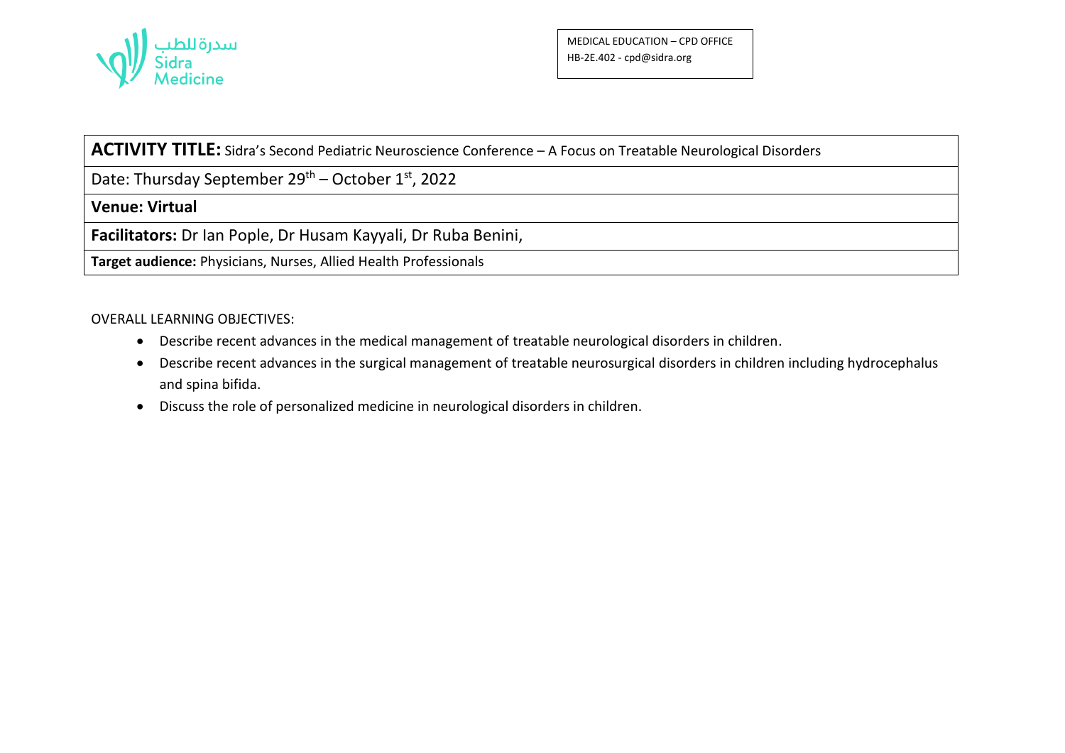سدرة للطب
Sidra
Medicine

MEDICAL EDUCATION – CPD OFFICE
HB-2E.402 - cpd@sidra.org

| **ACTIVITY TITLE:** Sidra's Second Pediatric Neuroscience Conference – A Focus on Treatable Neurological Disorders |
|---|
| Date: Thursday September 29th – October 1st, 2022 |
| **Venue: Virtual** |
| **Facilitators:** Dr Ian Pople, Dr Husam Kayyali, Dr Ruba Benini, |
| **Target audience:** Physicians, Nurses, Allied Health Professionals |

OVERALL LEARNING OBJECTIVES:

- Describe recent advances in the medical management of treatable neurological disorders in children.
- Describe recent advances in the surgical management of treatable neurosurgical disorders in children including hydrocephalus and spina bifida.
- Discuss the role of personalized medicine in neurological disorders in children.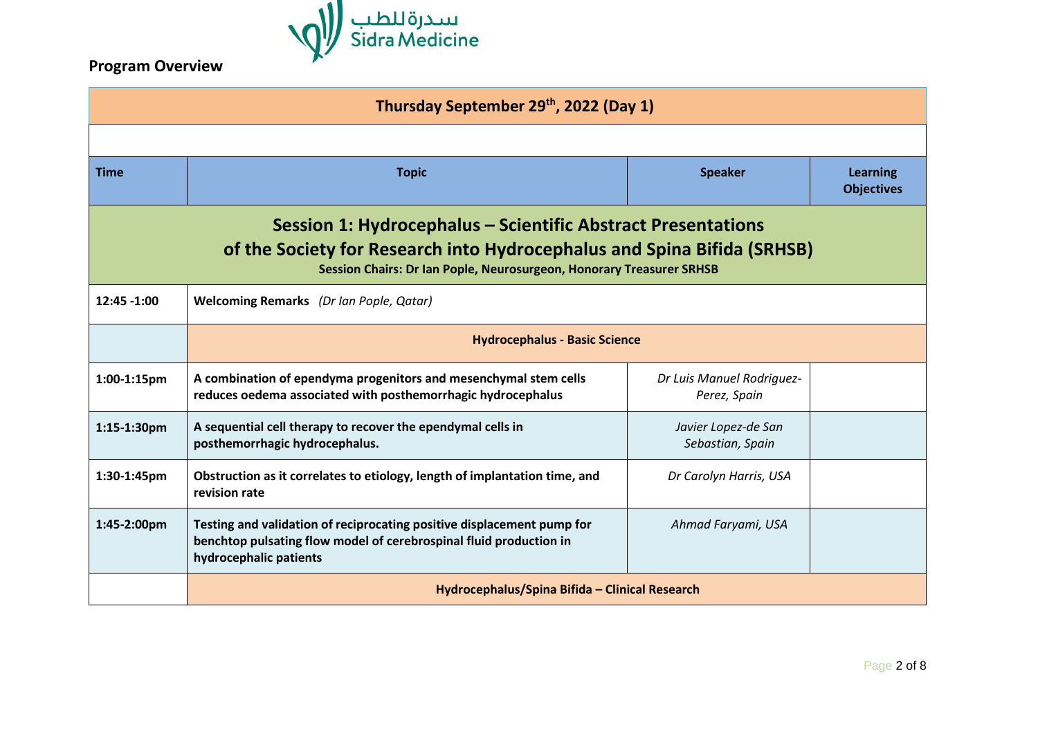سدرة للطب
Sidra Medicine

**Program Overview**

| Thursday September 29th, 2022 (Day 1) | | | |
|---|---|---|---|
| | | | |
| **Time** | **Topic** | **Speaker** | **Learning Objectives** |
| **Session 1: Hydrocephalus – Scientific Abstract Presentations of the Society for Research into Hydrocephalus and Spina Bifida (SRHSB)** Session Chairs: Dr Ian Pople, Neurosurgeon, Honorary Treasurer SRHSB | | | |
| **12:45 -1:00** | **Welcoming Remarks** *(Dr Ian Pople, Qatar)* | | |
| | **Hydrocephalus - Basic Science** | | |
| **1:00-1:15pm** | **A combination of ependyma progenitors and mesenchymal stem cells reduces oedema associated with posthemorrhagic hydrocephalus** | *Dr Luis Manuel Rodriguez-Perez, Spain* | |
| **1:15-1:30pm** | **A sequential cell therapy to recover the ependymal cells in posthemorrhagic hydrocephalus.** | *Javier Lopez-de San Sebastian, Spain* | |
| **1:30-1:45pm** | **Obstruction as it correlates to etiology, length of implantation time, and revision rate** | *Dr Carolyn Harris, USA* | |
| **1:45-2:00pm** | **Testing and validation of reciprocating positive displacement pump for benchtop pulsating flow model of cerebrospinal fluid production in hydrocephalic patients** | *Ahmad Faryami, USA* | |
| | **Hydrocephalus/Spina Bifida – Clinical Research** | | |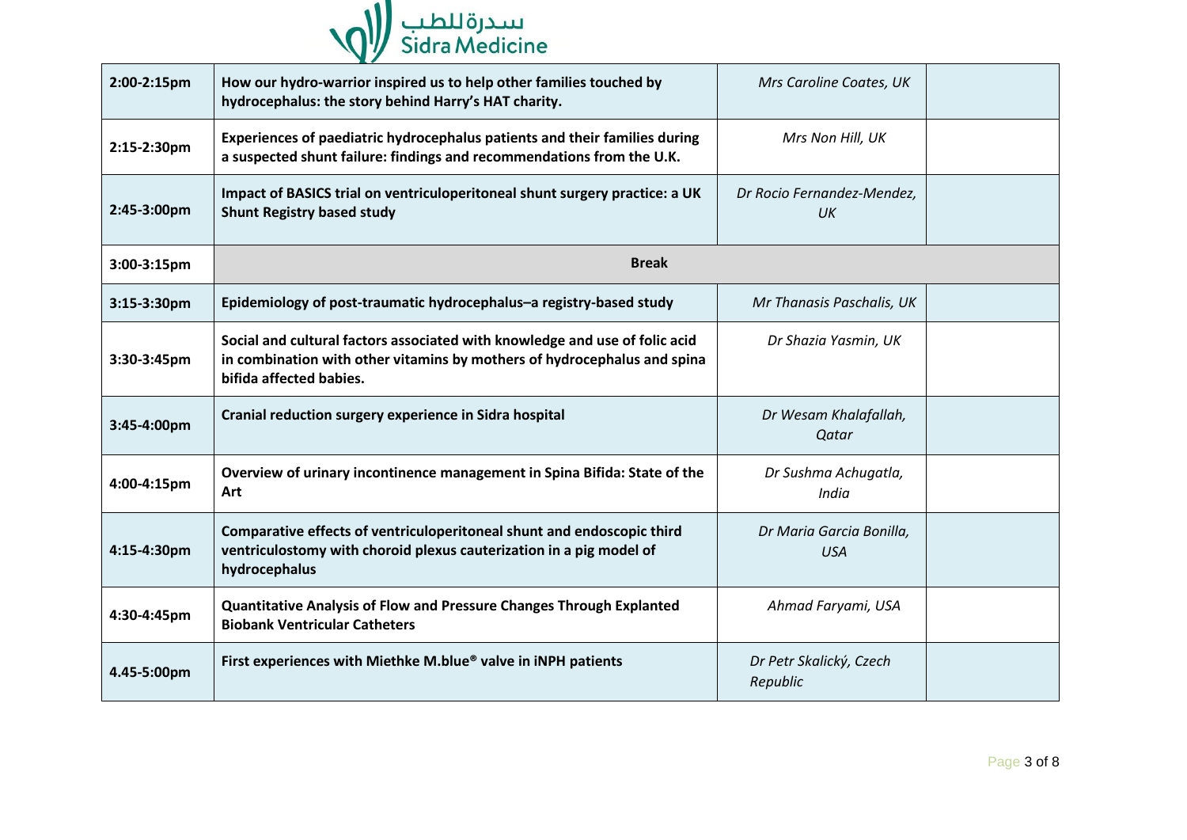| 2:00-2:15pm | How our hydro-warrior inspired us to help other families touched by hydrocephalus: the story behind Harry's HAT charity. | *Mrs Caroline Coates, UK* | |
|---|---|---|---|
| 2:15-2:30pm | Experiences of paediatric hydrocephalus patients and their families during a suspected shunt failure: findings and recommendations from the U.K. | *Mrs Non Hill, UK* | |
| 2:45-3:00pm | Impact of BASICS trial on ventriculoperitoneal shunt surgery practice: a UK Shunt Registry based study | *Dr Rocio Fernandez-Mendez, UK* | |
| 3:00-3:15pm | **Break** | | |
| 3:15-3:30pm | Epidemiology of post-traumatic hydrocephalus–a registry-based study | *Mr Thanasis Paschalis, UK* | |
| 3:30-3:45pm | Social and cultural factors associated with knowledge and use of folic acid in combination with other vitamins by mothers of hydrocephalus and spina bifida affected babies. | *Dr Shazia Yasmin, UK* | |
| 3:45-4:00pm | Cranial reduction surgery experience in Sidra hospital | *Dr Wesam Khalafallah, Qatar* | |
| 4:00-4:15pm | Overview of urinary incontinence management in Spina Bifida: State of the Art | *Dr Sushma Achugatla, India* | |
| 4:15-4:30pm | Comparative effects of ventriculoperitoneal shunt and endoscopic third ventriculostomy with choroid plexus cauterization in a pig model of hydrocephalus | *Dr Maria Garcia Bonilla, USA* | |
| 4:30-4:45pm | Quantitative Analysis of Flow and Pressure Changes Through Explanted Biobank Ventricular Catheters | *Ahmad Faryami, USA* | |
| 4.45-5:00pm | First experiences with Miethke M.blue® valve in iNPH patients | *Dr Petr Skalický, Czech Republic* | |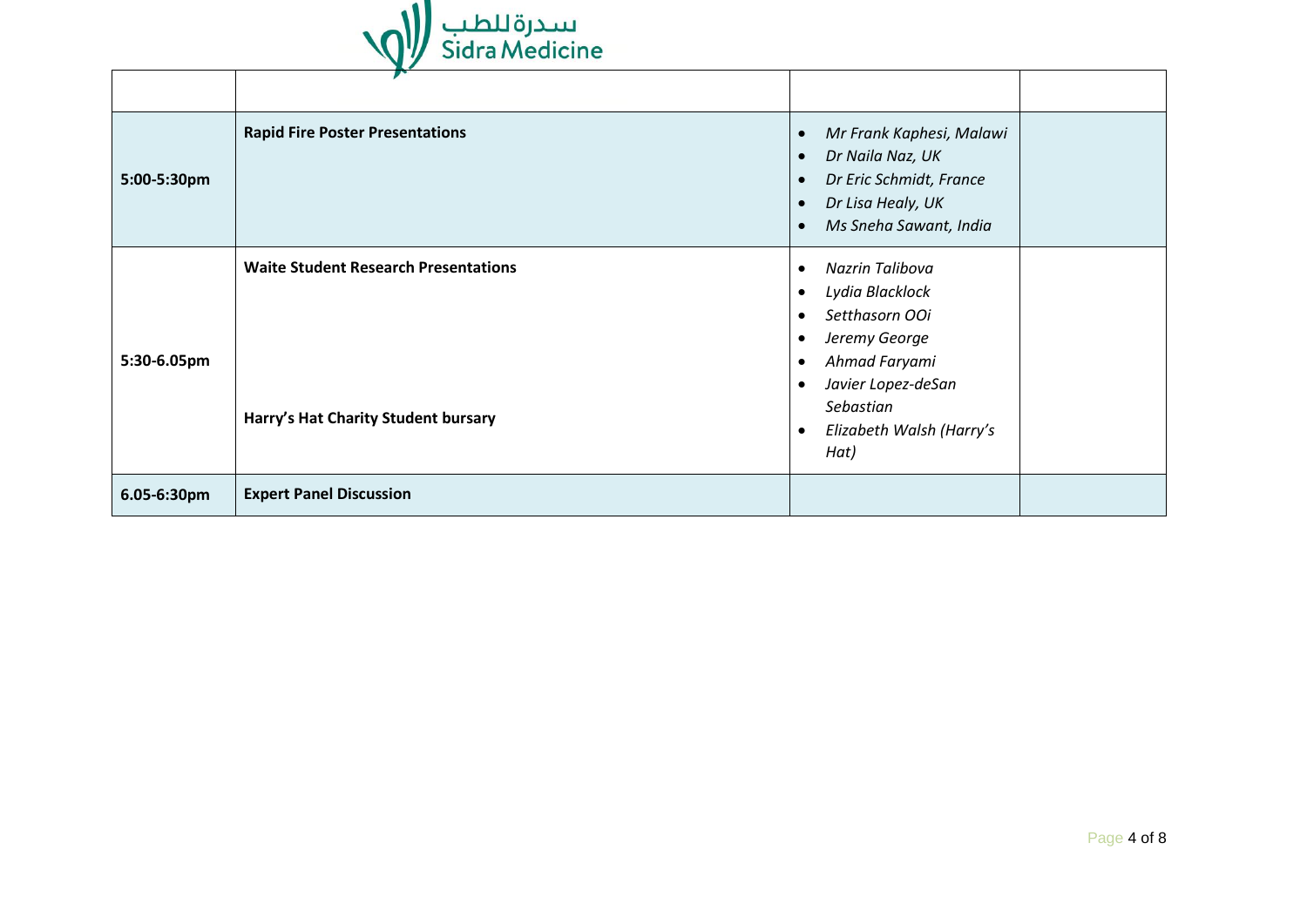| | | | |
|---|---|---|---|
| **5:00-5:30pm** | **Rapid Fire Poster Presentations** | • *Mr Frank Kaphesi, Malawi*<br>• *Dr Naila Naz, UK*<br>• *Dr Eric Schmidt, France*<br>• *Dr Lisa Healy, UK*<br>• *Ms Sneha Sawant, India* | |
| **5:30-6.05pm** | **Waite Student Research Presentations**<br><br>**Harry's Hat Charity Student bursary** | • *Nazrin Talibova*<br>• *Lydia Blacklock*<br>• *Setthasorn OOi*<br>• *Jeremy George*<br>• *Ahmad Faryami*<br>• *Javier Lopez-deSan Sebastian*<br>• *Elizabeth Walsh (Harry's Hat)* | |
| **6.05-6:30pm** | **Expert Panel Discussion** | | |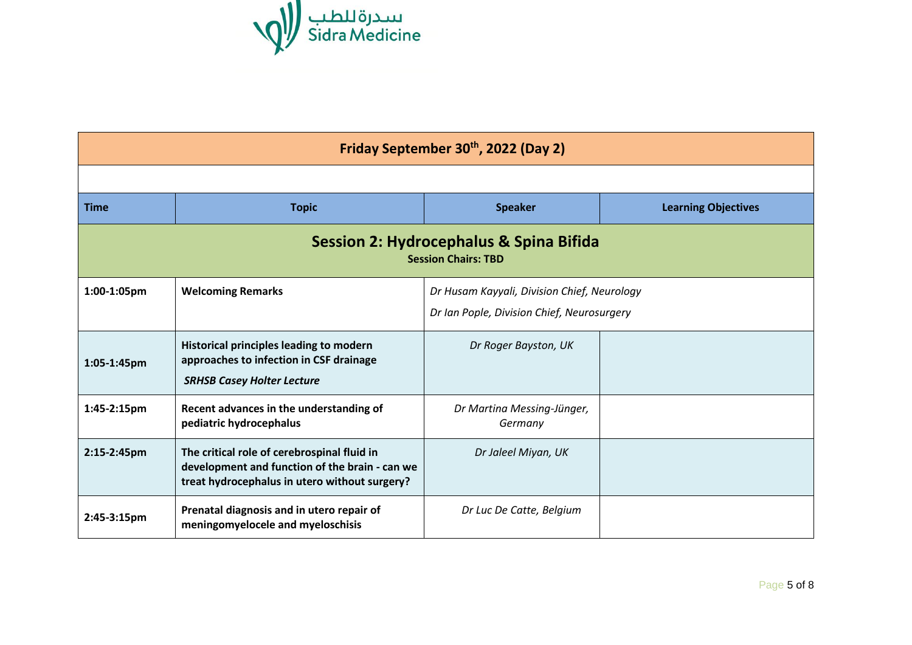| Friday September 30th, 2022 (Day 2) | | | |
|---|---|---|---|
| | | | |
| **Time** | **Topic** | **Speaker** | **Learning Objectives** |
| **Session 2: Hydrocephalus & Spina Bifida** **Session Chairs: TBD** | | | |
| **1:00-1:05pm** | **Welcoming Remarks** | *Dr Husam Kayyali, Division Chief, Neurology* *Dr Ian Pople, Division Chief, Neurosurgery* | |
| **1:05-1:45pm** | **Historical principles leading to modern approaches to infection in CSF drainage** ***SRHSB Casey Holter Lecture*** | *Dr Roger Bayston, UK* | |
| **1:45-2:15pm** | **Recent advances in the understanding of pediatric hydrocephalus** | *Dr Martina Messing-Jünger, Germany* | |
| **2:15-2:45pm** | **The critical role of cerebrospinal fluid in development and function of the brain - can we treat hydrocephalus in utero without surgery?** | *Dr Jaleel Miyan, UK* | |
| **2:45-3:15pm** | **Prenatal diagnosis and in utero repair of meningomyelocele and myeloschisis** | *Dr Luc De Catte, Belgium* | |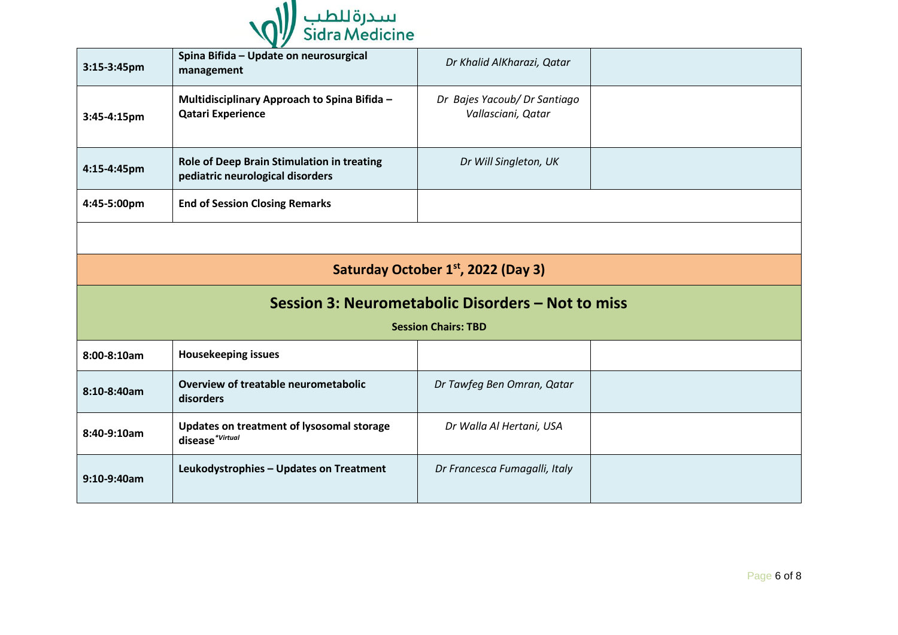| | | | |
|---|---|---|---|
| 3:15-3:45pm | **Spina Bifida – Update on neurosurgical management** | *Dr Khalid AlKharazi, Qatar* | |
| 3:45-4:15pm | **Multidisciplinary Approach to Spina Bifida – Qatari Experience** | *Dr Bajes Yacoub/ Dr Santiago Vallasciani, Qatar* | |
| 4:15-4:45pm | **Role of Deep Brain Stimulation in treating pediatric neurological disorders** | *Dr Will Singleton, UK* | |
| 4:45-5:00pm | **End of Session Closing Remarks** | | |

## Saturday October 1st, 2022 (Day 3)

### Session 3: Neurometabolic Disorders – Not to miss

**Session Chairs: TBD**

| | | | |
|---|---|---|---|
| 8:00-8:10am | **Housekeeping issues** | | |
| 8:10-8:40am | **Overview of treatable neurometabolic disorders** | *Dr Tawfeg Ben Omran, Qatar* | |
| 8:40-9:10am | **Updates on treatment of lysosomal storage disease** *\*Virtual* | *Dr Walla Al Hertani, USA* | |
| 9:10-9:40am | **Leukodystrophies – Updates on Treatment** | *Dr Francesca Fumagalli, Italy* | |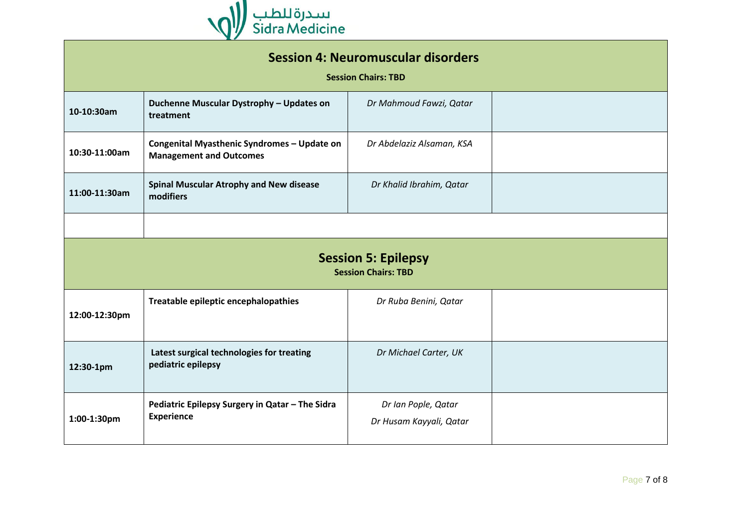| **Session 4: Neuromuscular disorders**<br>**Session Chairs: TBD** | | | |
|---|---|---|---|
| **10-10:30am** | **Duchenne Muscular Dystrophy – Updates on treatment** | *Dr Mahmoud Fawzi, Qatar* | |
| **10:30-11:00am** | **Congenital Myasthenic Syndromes – Update on Management and Outcomes** | *Dr Abdelaziz Alsaman, KSA* | |
| **11:00-11:30am** | **Spinal Muscular Atrophy and New disease modifiers** | *Dr Khalid Ibrahim, Qatar* | |
| | | | |

| **Session 5: Epilepsy**<br>**Session Chairs: TBD** | | | |
|---|---|---|---|
| **12:00-12:30pm** | **Treatable epileptic encephalopathies** | *Dr Ruba Benini, Qatar* | |
| **12:30-1pm** | **Latest surgical technologies for treating pediatric epilepsy** | *Dr Michael Carter, UK* | |
| **1:00-1:30pm** | **Pediatric Epilepsy Surgery in Qatar – The Sidra Experience** | *Dr Ian Pople, Qatar*<br>*Dr Husam Kayyali, Qatar* | |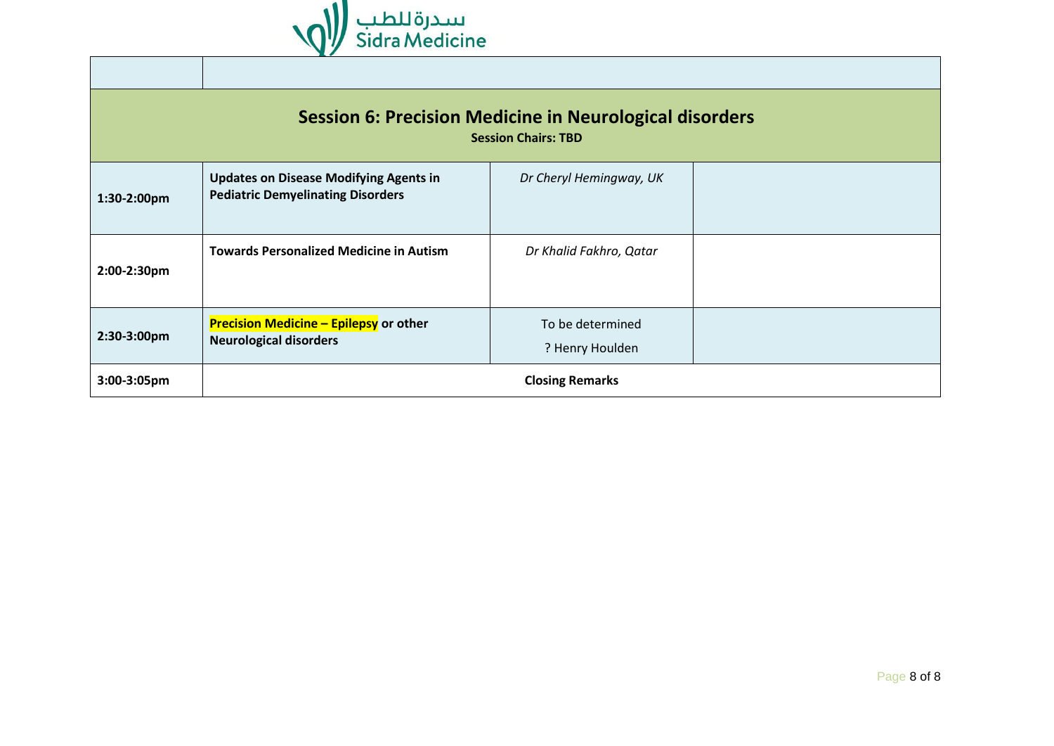سـدرة للطـب
Sidra Medicine

| | | | |
|---|---|---|---|
| | | | |
| **Session 6: Precision Medicine in Neurological disorders**<br>**Session Chairs: TBD** | | | |
| **1:30-2:00pm** | **Updates on Disease Modifying Agents in Pediatric Demyelinating Disorders** | *Dr Cheryl Hemingway, UK* | |
| **2:00-2:30pm** | **Towards Personalized Medicine in Autism** | *Dr Khalid Fakhro, Qatar* | |
| **2:30-3:00pm** | **Precision Medicine – Epilepsy or other Neurological disorders** | To be determined<br>? Henry Houlden | |
| **3:00-3:05pm** | **Closing Remarks** | | |